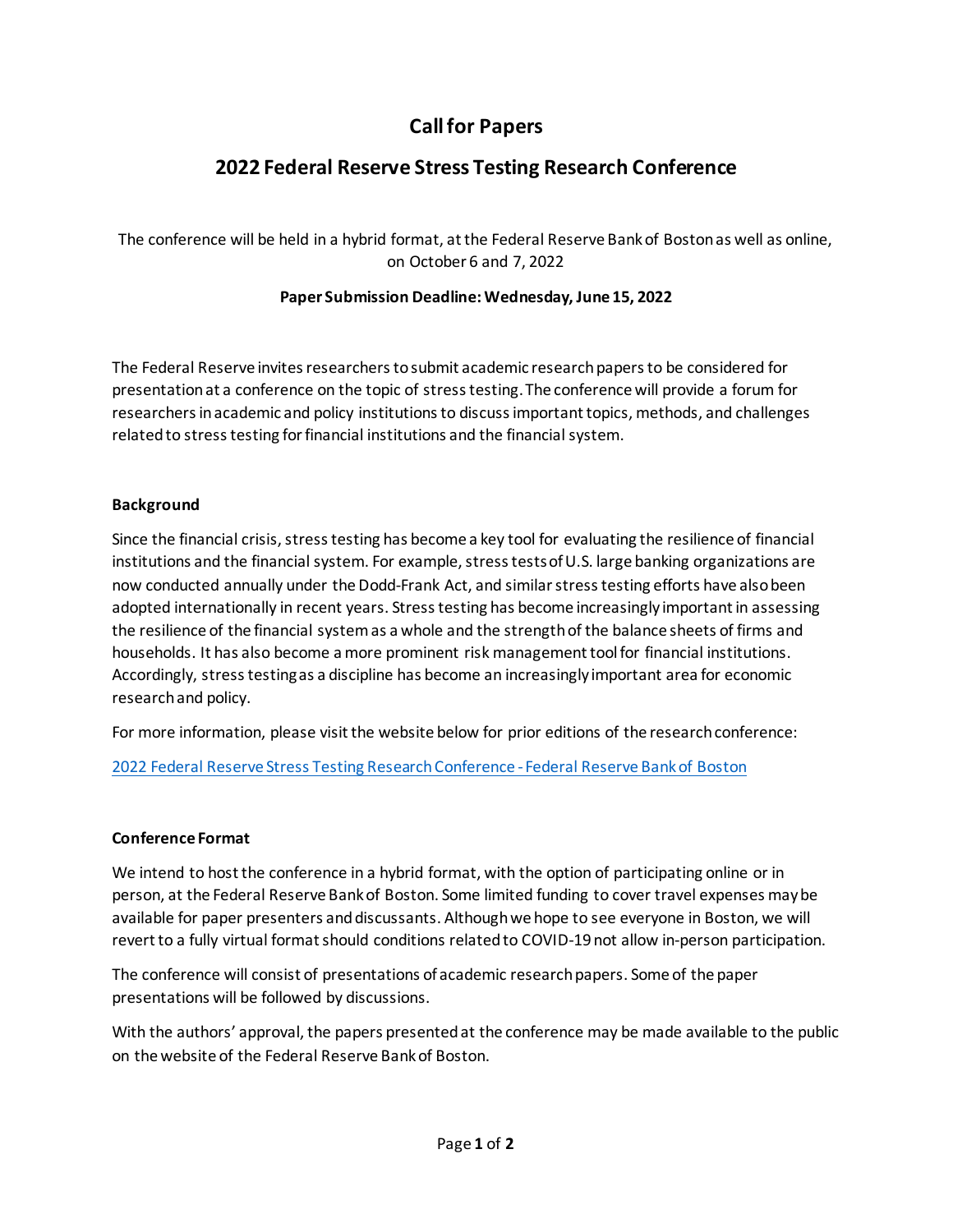# Call for Papers

# 2022 Federal Reserve Stress Testing Research Conference

The conference will be held in a hybrid format, at the Federal Reserve Bank of Boston as well as online, on October 6 and 7, 2022

**Paper Submission Deadline: Wednesday, June 15, 2022**

The Federal Reserve invites researchers to submit academic research papers to be considered for presentation at a conference on the topic of stress testing. The conference will provide a forum for researchers in academic and policy institutions to discuss important topics, methods, and challenges related to stress testing for financial institutions and the financial system.

## Background

Since the financial crisis, stress testing has become a key tool for evaluating the resilience of financial institutions and the financial system. For example, stress tests of U.S. large banking organizations are now conducted annually under the Dodd-Frank Act, and similar stress testing efforts have also been adopted internationally in recent years. Stress testing has become increasingly important in assessing the resilience of the financial system as a whole and the strength of the balance sheets of firms and households. It has also become a more prominent risk management tool for financial institutions. Accordingly, stress testing as a discipline has become an increasingly important area for economic research and policy.

For more information, please visit the website below for prior editions of the research conference:

[2022 Federal Reserve Stress Testing Research Conference - Federal Reserve Bank of Boston]()

## Conference Format

We intend to host the conference in a hybrid format, with the option of participating online or in person, at the Federal Reserve Bank of Boston. Some limited funding to cover travel expenses may be available for paper presenters and discussants. Although we hope to see everyone in Boston, we will revert to a fully virtual format should conditions related to COVID-19 not allow in-person participation.

The conference will consist of presentations of academic research papers. Some of the paper presentations will be followed by discussions.

With the authors' approval, the papers presented at the conference may be made available to the public on the website of the Federal Reserve Bank of Boston.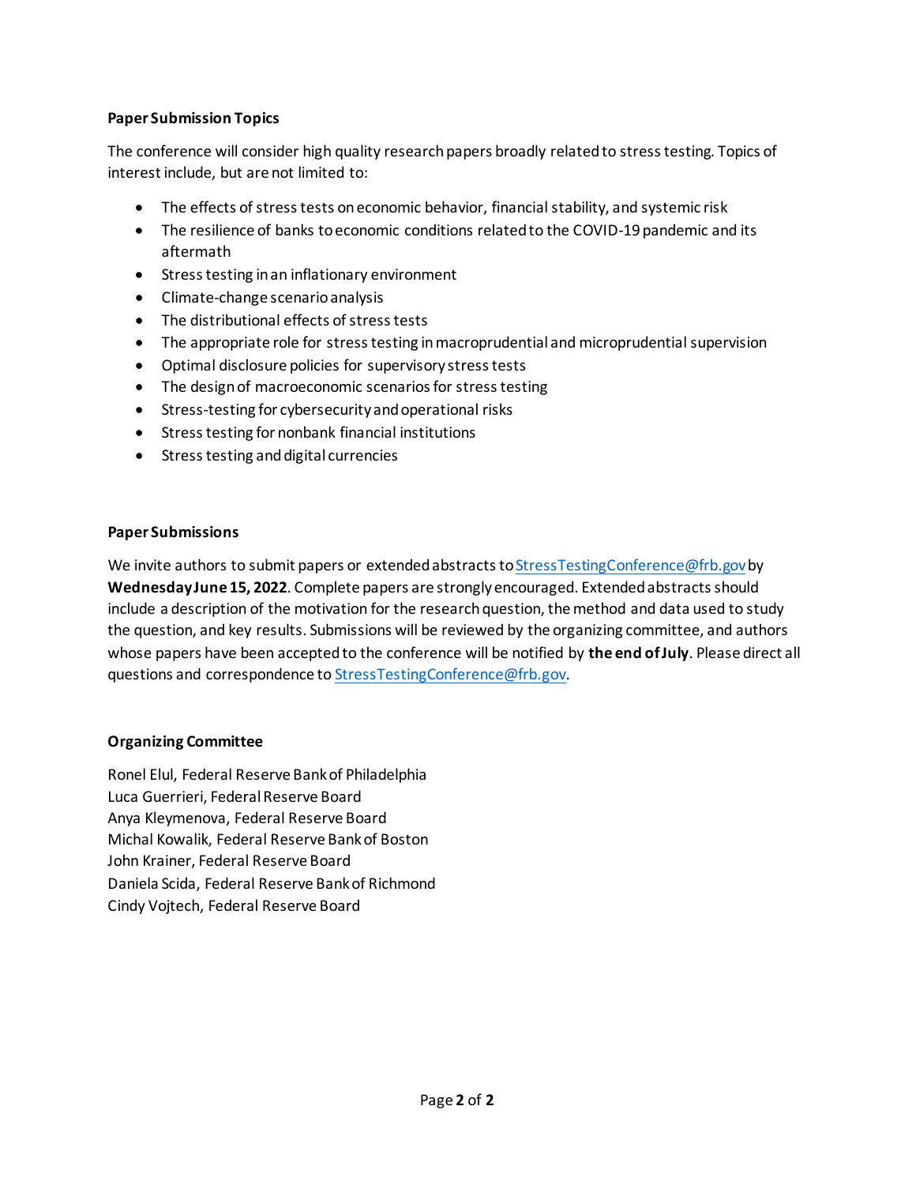**Paper Submission Topics**

The conference will consider high quality research papers broadly related to stress testing. Topics of interest include, but are not limited to:

- The effects of stress tests on economic behavior, financial stability, and systemic risk
- The resilience of banks to economic conditions related to the COVID-19 pandemic and its aftermath
- Stress testing in an inflationary environment
- Climate-change scenario analysis
- The distributional effects of stress tests
- The appropriate role for stress testing in macroprudential and microprudential supervision
- Optimal disclosure policies for supervisory stress tests
- The design of macroeconomic scenarios for stress testing
- Stress-testing for cybersecurity and operational risks
- Stress testing for nonbank financial institutions
- Stress testing and digital currencies

**Paper Submissions**

We invite authors to submit papers or extended abstracts to StressTestingConference@frb.gov by **Wednesday June 15, 2022**. Complete papers are strongly encouraged. Extended abstracts should include a description of the motivation for the research question, the method and data used to study the question, and key results. Submissions will be reviewed by the organizing committee, and authors whose papers have been accepted to the conference will be notified by **the end of July**. Please direct all questions and correspondence to StressTestingConference@frb.gov.

**Organizing Committee**

Ronel Elul, Federal Reserve Bank of Philadelphia
Luca Guerrieri, Federal Reserve Board
Anya Kleymenova, Federal Reserve Board
Michal Kowalik, Federal Reserve Bank of Boston
John Krainer, Federal Reserve Board
Daniela Scida, Federal Reserve Bank of Richmond
Cindy Vojtech, Federal Reserve Board